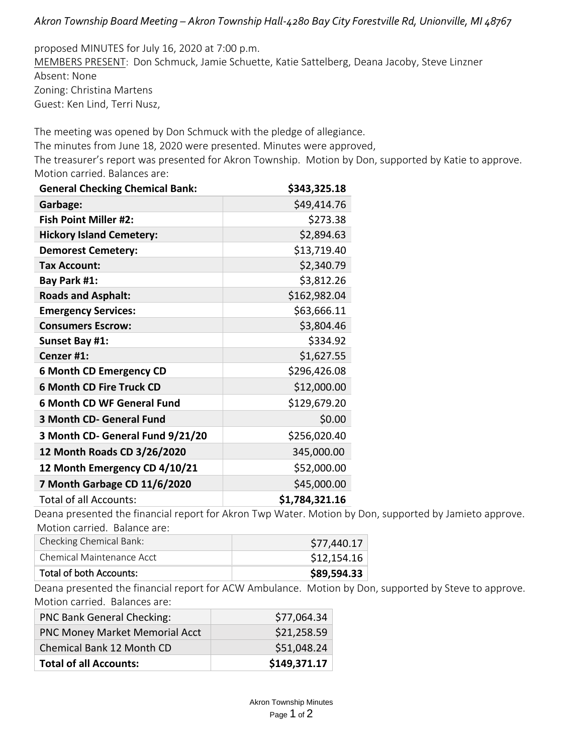*Akron Township Board Meeting – Akron Township Hall-4280 Bay City Forestville Rd, Unionville, MI 48767*

proposed MINUTES for July 16, 2020 at 7:00 p.m.
MEMBERS PRESENT: Don Schmuck, Jamie Schuette, Katie Sattelberg, Deana Jacoby, Steve Linzner
Absent: None
Zoning: Christina Martens
Guest: Ken Lind, Terri Nusz,

The meeting was opened by Don Schmuck with the pledge of allegiance.
The minutes from June 18, 2020 were presented. Minutes were approved,
The treasurer's report was presented for Akron Township. Motion by Don, supported by Katie to approve. Motion carried. Balances are:

| **General Checking Chemical Bank:** | **$343,325.18** |
|---|---|
| **Garbage:** | $49,414.76 |
| **Fish Point Miller #2:** | $273.38 |
| **Hickory Island Cemetery:** | $2,894.63 |
| **Demorest Cemetery:** | $13,719.40 |
| **Tax Account:** | $2,340.79 |
| **Bay Park #1:** | $3,812.26 |
| **Roads and Asphalt:** | $162,982.04 |
| **Emergency Services:** | $63,666.11 |
| **Consumers Escrow:** | $3,804.46 |
| **Sunset Bay #1:** | $334.92 |
| **Cenzer #1:** | $1,627.55 |
| **6 Month CD Emergency CD** | $296,426.08 |
| **6 Month CD Fire Truck CD** | $12,000.00 |
| **6 Month CD WF General Fund** | $129,679.20 |
| **3 Month CD- General Fund** | $0.00 |
| **3 Month CD- General Fund 9/21/20** | $256,020.40 |
| **12 Month Roads CD 3/26/2020** | 345,000.00 |
| **12 Month Emergency CD 4/10/21** | $52,000.00 |
| **7 Month Garbage CD 11/6/2020** | $45,000.00 |
| Total of all Accounts: | **$1,784,321.16** |

Deana presented the financial report for Akron Twp Water. Motion by Don, supported by Jamieto approve. Motion carried. Balance are:

| Checking Chemical Bank: | $77,440.17 |
|---|---|
| Chemical Maintenance Acct | $12,154.16 |
| Total of both Accounts: | **$89,594.33** |

Deana presented the financial report for ACW Ambulance. Motion by Don, supported by Steve to approve. Motion carried. Balances are:

| PNC Bank General Checking: | $77,064.34 |
|---|---|
| PNC Money Market Memorial Acct | $21,258.59 |
| Chemical Bank 12 Month CD | $51,048.24 |
| **Total of all Accounts:** | **$149,371.17** |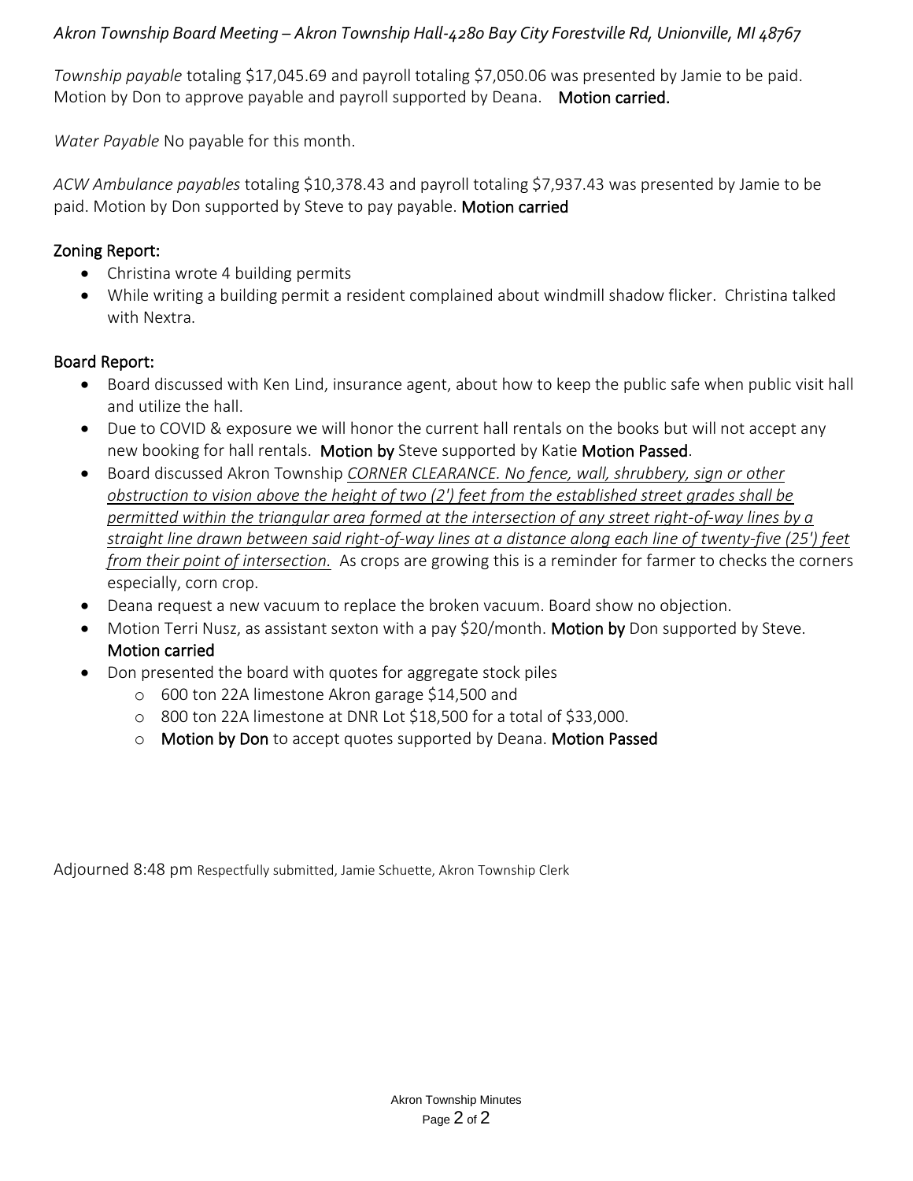*Township payable* totaling $17,045.69 and payroll totaling $7,050.06 was presented by Jamie to be paid. Motion by Don to approve payable and payroll supported by Deana. **Motion carried.**

*Water Payable* No payable for this month.

*ACW Ambulance payables* totaling $10,378.43 and payroll totaling $7,937.43 was presented by Jamie to be paid. Motion by Don supported by Steve to pay payable. **Motion carried**

## Zoning Report:

- Christina wrote 4 building permits
- While writing a building permit a resident complained about windmill shadow flicker. Christina talked with Nextra.

## Board Report:

- Board discussed with Ken Lind, insurance agent, about how to keep the public safe when public visit hall and utilize the hall.
- Due to COVID & exposure we will honor the current hall rentals on the books but will not accept any new booking for hall rentals. **Motion by** Steve supported by Katie **Motion Passed**.
- Board discussed Akron Township *CORNER CLEARANCE. No fence, wall, shrubbery, sign or other obstruction to vision above the height of two (2') feet from the established street grades shall be permitted within the triangular area formed at the intersection of any street right-of-way lines by a straight line drawn between said right-of-way lines at a distance along each line of twenty-five (25') feet from their point of intersection.* As crops are growing this is a reminder for farmer to checks the corners especially, corn crop.
- Deana request a new vacuum to replace the broken vacuum. Board show no objection.
- Motion Terri Nusz, as assistant sexton with a pay $20/month. **Motion by** Don supported by Steve. **Motion carried**
- Don presented the board with quotes for aggregate stock piles
  - 600 ton 22A limestone Akron garage $14,500 and
  - 800 ton 22A limestone at DNR Lot $18,500 for a total of $33,000.
  - **Motion by Don** to accept quotes supported by Deana. **Motion Passed**

Adjourned 8:48 pm Respectfully submitted, Jamie Schuette, Akron Township Clerk